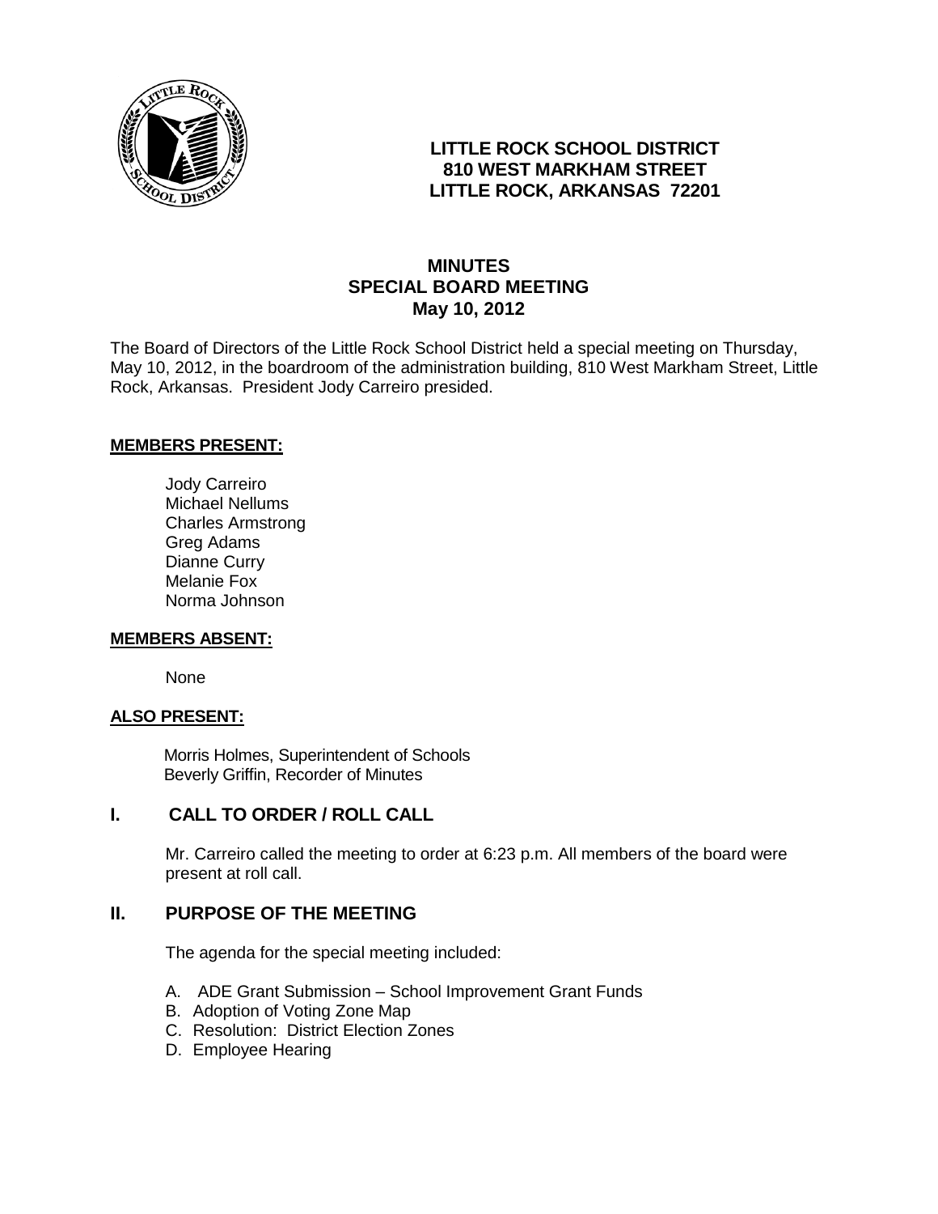**LITTLE ROCK SCHOOL DISTRICT**
**810 WEST MARKHAM STREET**
**LITTLE ROCK, ARKANSAS 72201**

# MINUTES
## SPECIAL BOARD MEETING
### May 10, 2012

The Board of Directors of the Little Rock School District held a special meeting on Thursday, May 10, 2012, in the boardroom of the administration building, 810 West Markham Street, Little Rock, Arkansas. President Jody Carreiro presided.

**MEMBERS PRESENT:**

Jody Carreiro
Michael Nellums
Charles Armstrong
Greg Adams
Dianne Curry
Melanie Fox
Norma Johnson

**MEMBERS ABSENT:**

None

**ALSO PRESENT:**

Morris Holmes, Superintendent of Schools
Beverly Griffin, Recorder of Minutes

## I. CALL TO ORDER / ROLL CALL

Mr. Carreiro called the meeting to order at 6:23 p.m. All members of the board were present at roll call.

## II. PURPOSE OF THE MEETING

The agenda for the special meeting included:

A. ADE Grant Submission – School Improvement Grant Funds
B. Adoption of Voting Zone Map
C. Resolution: District Election Zones
D. Employee Hearing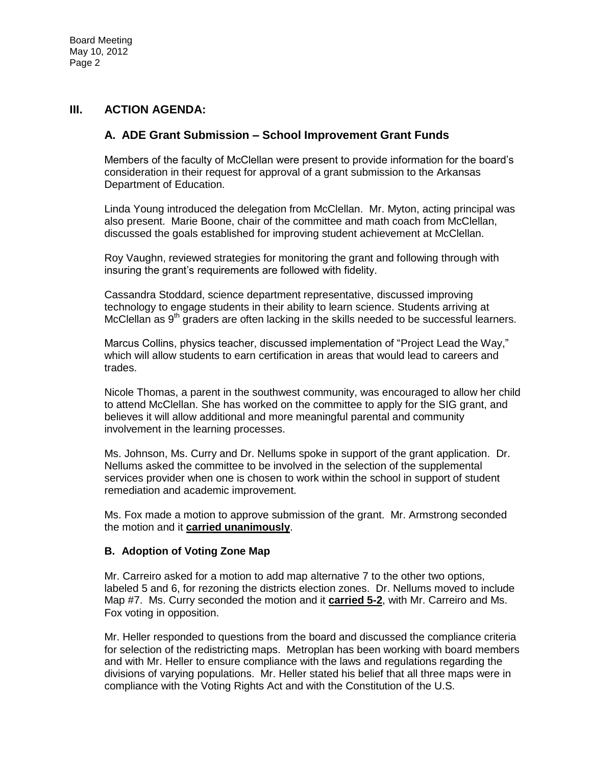## III. ACTION AGENDA:

### A. ADE Grant Submission – School Improvement Grant Funds

Members of the faculty of McClellan were present to provide information for the board's consideration in their request for approval of a grant submission to the Arkansas Department of Education.

Linda Young introduced the delegation from McClellan. Mr. Myton, acting principal was also present. Marie Boone, chair of the committee and math coach from McClellan, discussed the goals established for improving student achievement at McClellan.

Roy Vaughn, reviewed strategies for monitoring the grant and following through with insuring the grant's requirements are followed with fidelity.

Cassandra Stoddard, science department representative, discussed improving technology to engage students in their ability to learn science. Students arriving at McClellan as 9th graders are often lacking in the skills needed to be successful learners.

Marcus Collins, physics teacher, discussed implementation of "Project Lead the Way," which will allow students to earn certification in areas that would lead to careers and trades.

Nicole Thomas, a parent in the southwest community, was encouraged to allow her child to attend McClellan. She has worked on the committee to apply for the SIG grant, and believes it will allow additional and more meaningful parental and community involvement in the learning processes.

Ms. Johnson, Ms. Curry and Dr. Nellums spoke in support of the grant application. Dr. Nellums asked the committee to be involved in the selection of the supplemental services provider when one is chosen to work within the school in support of student remediation and academic improvement.

Ms. Fox made a motion to approve submission of the grant. Mr. Armstrong seconded the motion and it **carried unanimously**.

### B. Adoption of Voting Zone Map

Mr. Carreiro asked for a motion to add map alternative 7 to the other two options, labeled 5 and 6, for rezoning the districts election zones. Dr. Nellums moved to include Map #7. Ms. Curry seconded the motion and it **carried 5-2**, with Mr. Carreiro and Ms. Fox voting in opposition.

Mr. Heller responded to questions from the board and discussed the compliance criteria for selection of the redistricting maps. Metroplan has been working with board members and with Mr. Heller to ensure compliance with the laws and regulations regarding the divisions of varying populations. Mr. Heller stated his belief that all three maps were in compliance with the Voting Rights Act and with the Constitution of the U.S.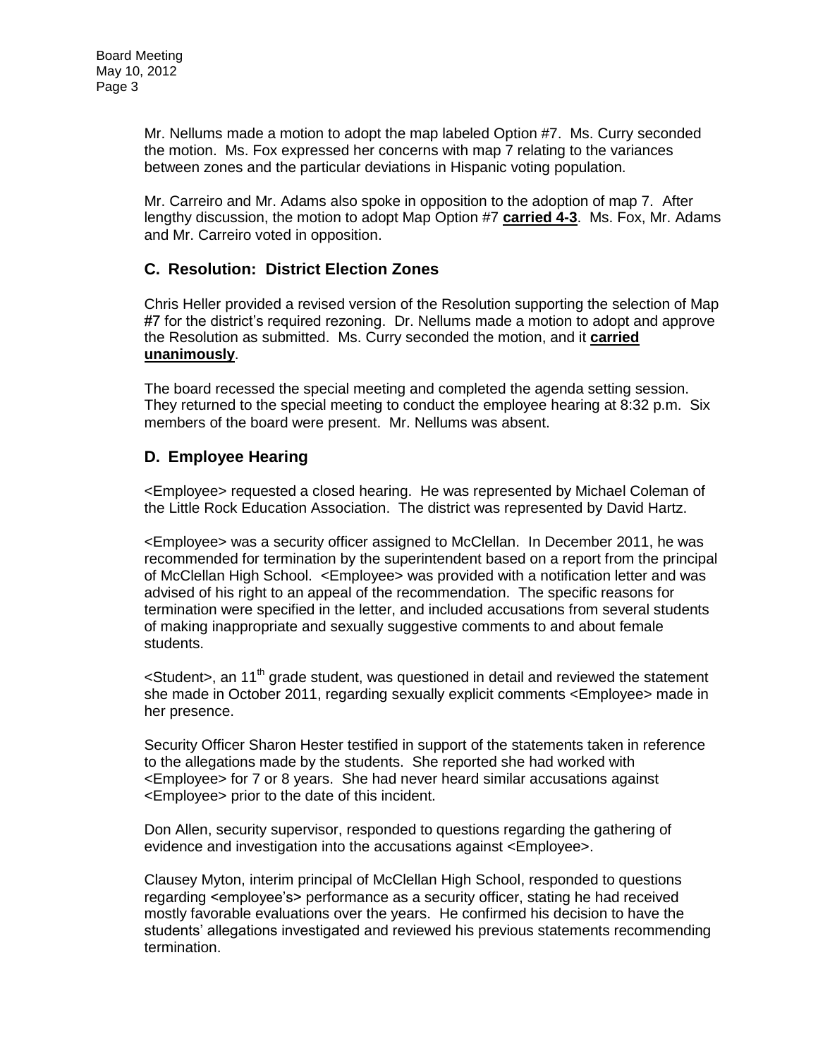Mr. Nellums made a motion to adopt the map labeled Option #7. Ms. Curry seconded the motion. Ms. Fox expressed her concerns with map 7 relating to the variances between zones and the particular deviations in Hispanic voting population.

Mr. Carreiro and Mr. Adams also spoke in opposition to the adoption of map 7. After lengthy discussion, the motion to adopt Map Option #7 **carried 4-3**. Ms. Fox, Mr. Adams and Mr. Carreiro voted in opposition.

## C. Resolution: District Election Zones

Chris Heller provided a revised version of the Resolution supporting the selection of Map #7 for the district's required rezoning. Dr. Nellums made a motion to adopt and approve the Resolution as submitted. Ms. Curry seconded the motion, and it **carried unanimously**.

The board recessed the special meeting and completed the agenda setting session. They returned to the special meeting to conduct the employee hearing at 8:32 p.m. Six members of the board were present. Mr. Nellums was absent.

## D. Employee Hearing

<Employee> requested a closed hearing. He was represented by Michael Coleman of the Little Rock Education Association. The district was represented by David Hartz.

<Employee> was a security officer assigned to McClellan. In December 2011, he was recommended for termination by the superintendent based on a report from the principal of McClellan High School. <Employee> was provided with a notification letter and was advised of his right to an appeal of the recommendation. The specific reasons for termination were specified in the letter, and included accusations from several students of making inappropriate and sexually suggestive comments to and about female students.

<Student>, an 11th grade student, was questioned in detail and reviewed the statement she made in October 2011, regarding sexually explicit comments <Employee> made in her presence.

Security Officer Sharon Hester testified in support of the statements taken in reference to the allegations made by the students. She reported she had worked with <Employee> for 7 or 8 years. She had never heard similar accusations against <Employee> prior to the date of this incident.

Don Allen, security supervisor, responded to questions regarding the gathering of evidence and investigation into the accusations against <Employee>.

Clausey Myton, interim principal of McClellan High School, responded to questions regarding <employee's> performance as a security officer, stating he had received mostly favorable evaluations over the years. He confirmed his decision to have the students' allegations investigated and reviewed his previous statements recommending termination.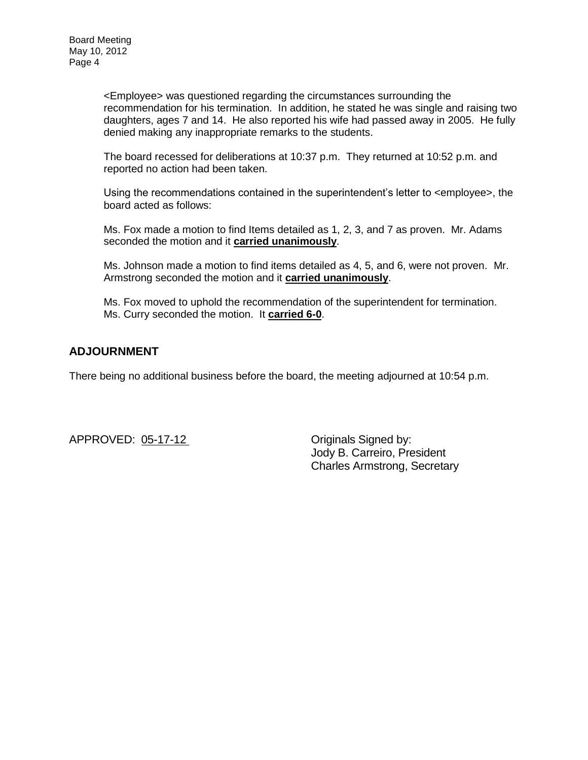<Employee> was questioned regarding the circumstances surrounding the recommendation for his termination. In addition, he stated he was single and raising two daughters, ages 7 and 14. He also reported his wife had passed away in 2005. He fully denied making any inappropriate remarks to the students.

The board recessed for deliberations at 10:37 p.m. They returned at 10:52 p.m. and reported no action had been taken.

Using the recommendations contained in the superintendent's letter to <employee>, the board acted as follows:

Ms. Fox made a motion to find Items detailed as 1, 2, 3, and 7 as proven. Mr. Adams seconded the motion and it **carried unanimously**.

Ms. Johnson made a motion to find items detailed as 4, 5, and 6, were not proven. Mr. Armstrong seconded the motion and it **carried unanimously**.

Ms. Fox moved to uphold the recommendation of the superintendent for termination. Ms. Curry seconded the motion. It **carried 6-0**.

## ADJOURNMENT

There being no additional business before the board, the meeting adjourned at 10:54 p.m.

APPROVED: 05-17-12

Originals Signed by:
Jody B. Carreiro, President
Charles Armstrong, Secretary